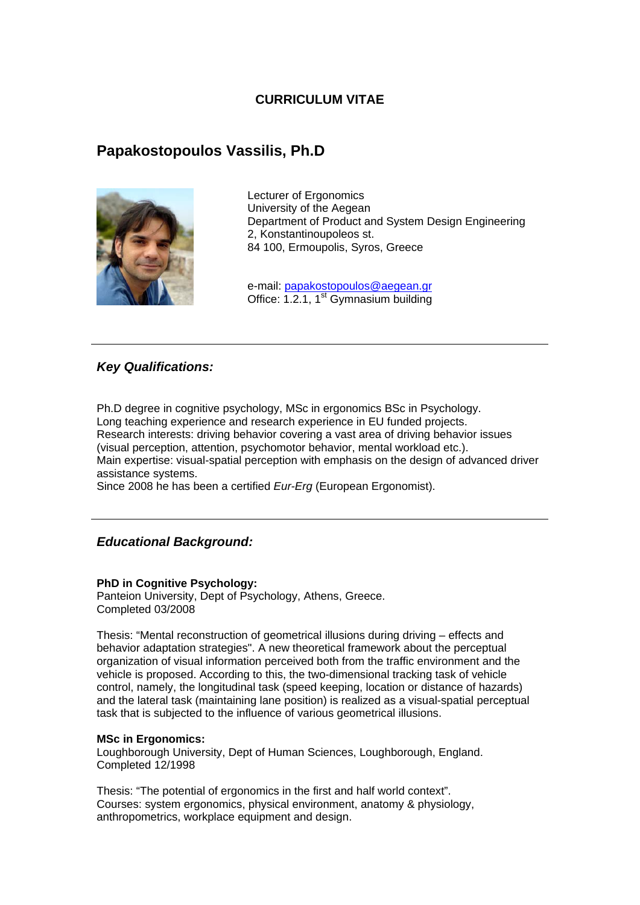# CURRICULUM VITAE

## Papakostopoulos Vassilis, Ph.D

Lecturer of Ergonomics
University of the Aegean
Department of Product and System Design Engineering
2, Konstantinoupoleos st.
84 100, Ermoupolis, Syros, Greece

e-mail: papakostopoulos@aegean.gr
Office: 1.2.1, 1st Gymnasium building

---

### *Key Qualifications:*

Ph.D degree in cognitive psychology, MSc in ergonomics BSc in Psychology.
Long teaching experience and research experience in EU funded projects.
Research interests: driving behavior covering a vast area of driving behavior issues (visual perception, attention, psychomotor behavior, mental workload etc.).
Main expertise: visual-spatial perception with emphasis on the design of advanced driver assistance systems.
Since 2008 he has been a certified *Eur-Erg* (European Ergonomist).

---

### *Educational Background:*

**PhD in Cognitive Psychology:**
Panteion University, Dept of Psychology, Athens, Greece.
Completed 03/2008

Thesis: "Mental reconstruction of geometrical illusions during driving – effects and behavior adaptation strategies". A new theoretical framework about the perceptual organization of visual information perceived both from the traffic environment and the vehicle is proposed. According to this, the two-dimensional tracking task of vehicle control, namely, the longitudinal task (speed keeping, location or distance of hazards) and the lateral task (maintaining lane position) is realized as a visual-spatial perceptual task that is subjected to the influence of various geometrical illusions.

**MSc in Ergonomics:**
Loughborough University, Dept of Human Sciences, Loughborough, England.
Completed 12/1998

Thesis: "The potential of ergonomics in the first and half world context".
Courses: system ergonomics, physical environment, anatomy & physiology, anthropometrics, workplace equipment and design.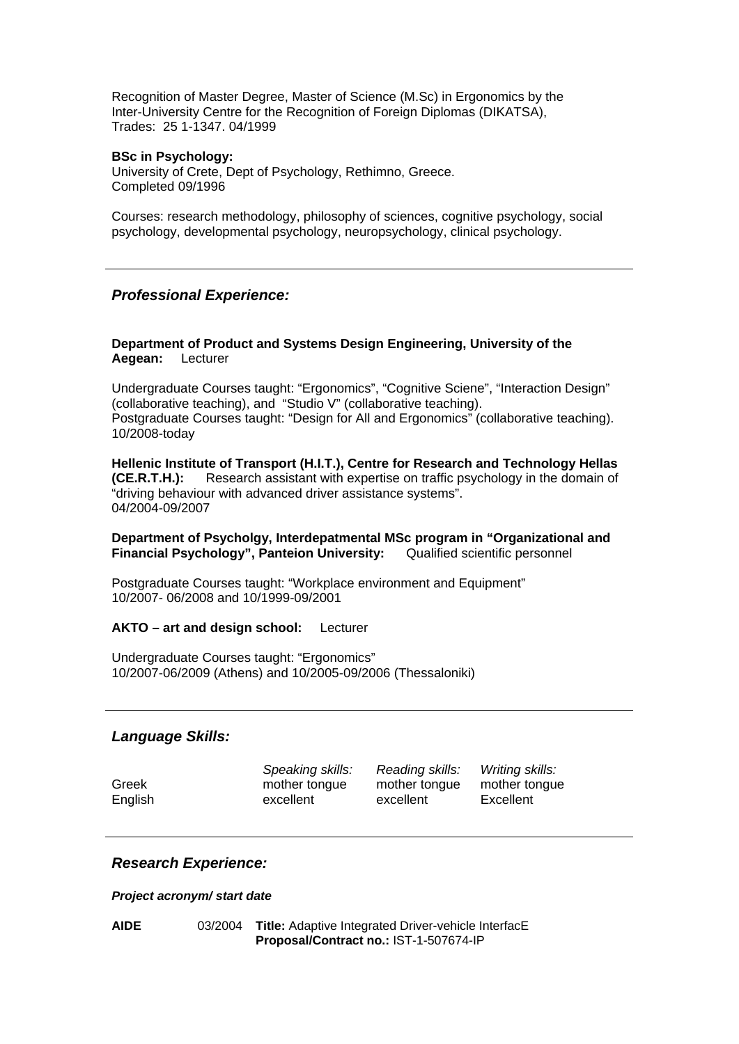Recognition of Master Degree, Master of Science (M.Sc) in Ergonomics by the Inter-University Centre for the Recognition of Foreign Diplomas (DIKATSA), Trades: 25 1-1347. 04/1999

**BSc in Psychology:**
University of Crete, Dept of Psychology, Rethimno, Greece.
Completed 09/1996

Courses: research methodology, philosophy of sciences, cognitive psychology, social psychology, developmental psychology, neuropsychology, clinical psychology.

---

## *Professional Experience:*

**Department of Product and Systems Design Engineering, University of the Aegean:** Lecturer

Undergraduate Courses taught: “Ergonomics”, “Cognitive Sciene”, “Interaction Design” (collaborative teaching), and “Studio V” (collaborative teaching).
Postgraduate Courses taught: “Design for All and Ergonomics” (collaborative teaching).
10/2008-today

**Hellenic Institute of Transport (H.I.T.), Centre for Research and Technology Hellas (CE.R.T.H.):** Research assistant with expertise on traffic psychology in the domain of “driving behaviour with advanced driver assistance systems”.
04/2004-09/2007

**Department of Psycholgy, Interdepatmental MSc program in “Organizational and Financial Psychology”, Panteion University:** Qualified scientific personnel

Postgraduate Courses taught: “Workplace environment and Equipment”
10/2007- 06/2008 and 10/1999-09/2001

**AKTO – art and design school:** Lecturer

Undergraduate Courses taught: “Ergonomics”
10/2007-06/2009 (Athens) and 10/2005-09/2006 (Thessaloniki)

---

## *Language Skills:*

| | *Speaking skills:* | *Reading skills:* | *Writing skills:* |
|---|---|---|---|
| Greek | mother tongue | mother tongue | mother tongue |
| English | excellent | excellent | Excellent |

---

## *Research Experience:*

***Project acronym/ start date***

**AIDE** 03/2004 **Title:** Adaptive Integrated Driver-vehicle InterfacE
**Proposal/Contract no.:** IST-1-507674-IP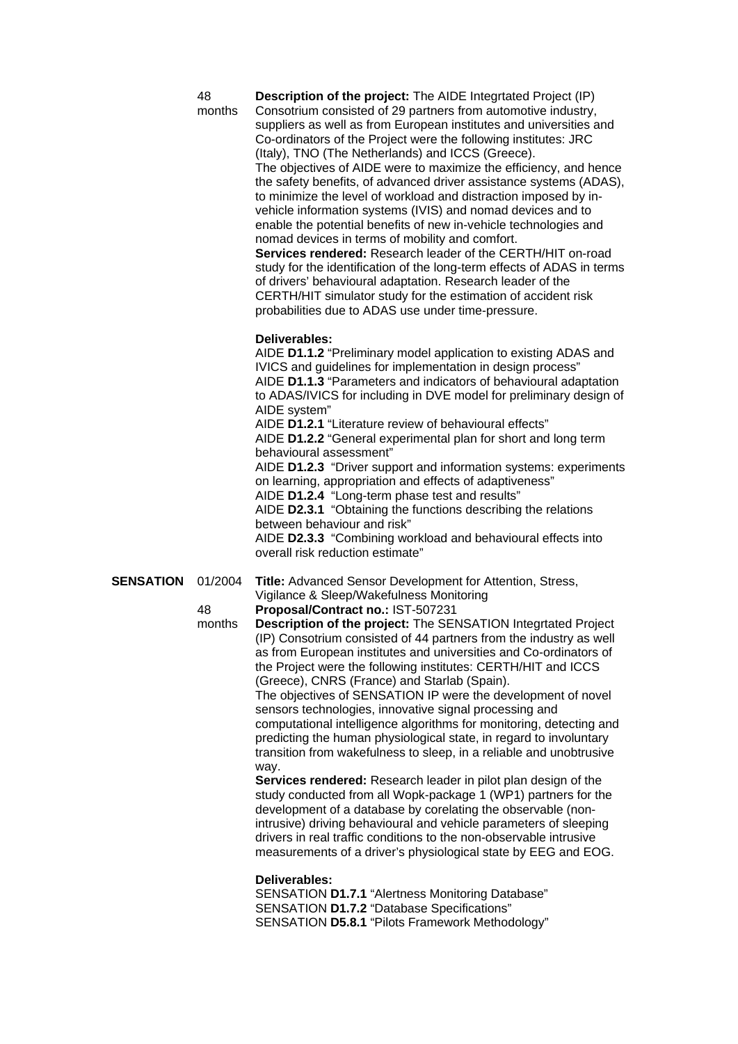| | | |
|---|---|---|
| | 48 months | **Description of the project:** The AIDE Integrtated Project (IP) Consotrium consisted of 29 partners from automotive industry, suppliers as well as from European institutes and universities and Co-ordinators of the Project were the following institutes: JRC (Italy), TNO (The Netherlands) and ICCS (Greece).<br>The objectives of AIDE were to maximize the efficiency, and hence the safety benefits, of advanced driver assistance systems (ADAS), to minimize the level of workload and distraction imposed by in-vehicle information systems (IVIS) and nomad devices and to enable the potential benefits of new in-vehicle technologies and nomad devices in terms of mobility and comfort.<br>**Services rendered:** Research leader of the CERTH/HIT on-road study for the identification of the long-term effects of ADAS in terms of drivers' behavioural adaptation. Research leader of the CERTH/HIT simulator study for the estimation of accident risk probabilities due to ADAS use under time-pressure.<br><br>**Deliverables:**<br>AIDE **D1.1.2** "Preliminary model application to existing ADAS and IVICS and guidelines for implementation in design process"<br>AIDE **D1.1.3** "Parameters and indicators of behavioural adaptation to ADAS/IVICS for including in DVE model for preliminary design of AIDE system"<br>AIDE **D1.2.1** "Literature review of behavioural effects"<br>AIDE **D1.2.2** "General experimental plan for short and long term behavioural assessment"<br>AIDE **D1.2.3** "Driver support and information systems: experiments on learning, appropriation and effects of adaptiveness"<br>AIDE **D1.2.4** "Long-term phase test and results"<br>AIDE **D2.3.1** "Obtaining the functions describing the relations between behaviour and risk"<br>AIDE **D2.3.3** "Combining workload and behavioural effects into overall risk reduction estimate" |
| **SENSATION** | 01/2004<br><br>48 months | **Title:** Advanced Sensor Development for Attention, Stress, Vigilance & Sleep/Wakefulness Monitoring<br>**Proposal/Contract no.:** IST-507231<br>**Description of the project:** The SENSATION Integrtated Project (IP) Consotrium consisted of 44 partners from the industry as well as from European institutes and universities and Co-ordinators of the Project were the following institutes: CERTH/HIT and ICCS (Greece), CNRS (France) and Starlab (Spain).<br>The objectives of SENSATION IP were the development of novel sensors technologies, innovative signal processing and computational intelligence algorithms for monitoring, detecting and predicting the human physiological state, in regard to involuntary transition from wakefulness to sleep, in a reliable and unobtrusive way.<br>**Services rendered:** Research leader in pilot plan design of the study conducted from all Wopk-package 1 (WP1) partners for the development of a database by corelating the observable (non-intrusive) driving behavioural and vehicle parameters of sleeping drivers in real traffic conditions to the non-observable intrusive measurements of a driver's physiological state by EEG and EOG.<br><br>**Deliverables:**<br>SENSATION **D1.7.1** "Alertness Monitoring Database"<br>SENSATION **D1.7.2** "Database Specifications"<br>SENSATION **D5.8.1** "Pilots Framework Methodology" |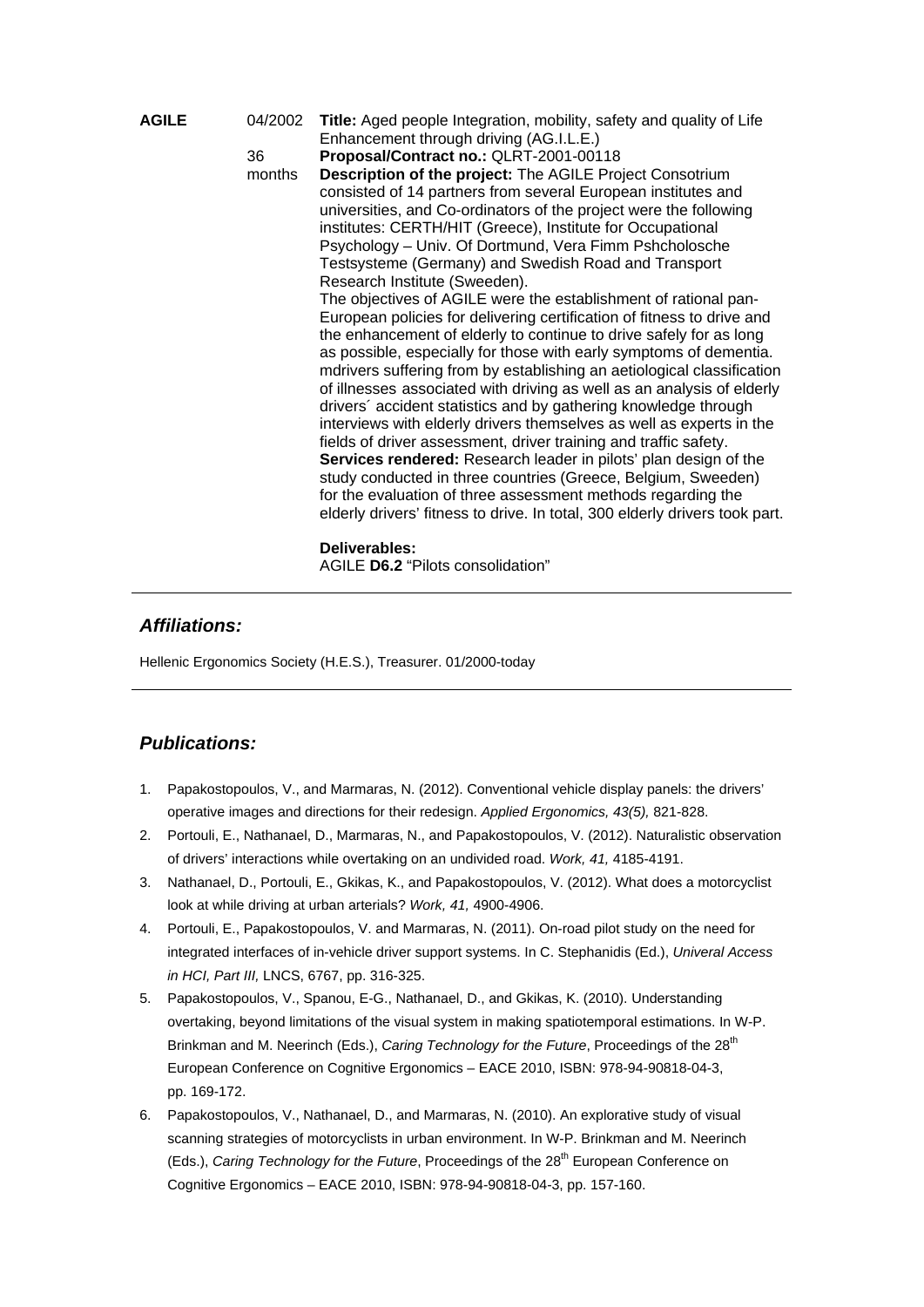| | | |
|---|---|---|
| **AGILE** | 04/2002<br><br>36 months | **Title:** Aged people Integration, mobility, safety and quality of Life Enhancement through driving (AG.I.L.E.)<br>**Proposal/Contract no.:** QLRT-2001-00118<br>**Description of the project:** The AGILE Project Consotrium consisted of 14 partners from several European institutes and universities, and Co-ordinators of the project were the following institutes: CERTH/HIT (Greece), Institute for Occupational Psychology – Univ. Of Dortmund, Vera Fimm Pshcholosche Testsysteme (Germany) and Swedish Road and Transport Research Institute (Sweeden).<br>The objectives of AGILE were the establishment of rational pan-European policies for delivering certification of fitness to drive and the enhancement of elderly to continue to drive safely for as long as possible, especially for those with early symptoms of dementia. mdrivers suffering from by establishing an aetiological classification of illnesses associated with driving as well as an analysis of elderly drivers´ accident statistics and by gathering knowledge through interviews with elderly drivers themselves as well as experts in the fields of driver assessment, driver training and traffic safety.<br>**Services rendered:** Research leader in pilots' plan design of the study conducted in three countries (Greece, Belgium, Sweeden) for the evaluation of three assessment methods regarding the elderly drivers' fitness to drive. In total, 300 elderly drivers took part.<br><br>**Deliverables:**<br>AGILE **D6.2** "Pilots consolidation" |

## *Affiliations:*

Hellenic Ergonomics Society (H.E.S.), Treasurer. 01/2000-today

## *Publications:*

1. Papakostopoulos, V., and Marmaras, N. (2012). Conventional vehicle display panels: the drivers' operative images and directions for their redesign. *Applied Ergonomics, 43(5),* 821-828.
2. Portouli, E., Nathanael, D., Marmaras, N., and Papakostopoulos, V. (2012). Naturalistic observation of drivers' interactions while overtaking on an undivided road. *Work, 41,* 4185-4191.
3. Nathanael, D., Portouli, E., Gkikas, K., and Papakostopoulos, V. (2012). What does a motorcyclist look at while driving at urban arterials? *Work, 41,* 4900-4906.
4. Portouli, E., Papakostopoulos, V. and Marmaras, N. (2011). On-road pilot study on the need for integrated interfaces of in-vehicle driver support systems. In C. Stephanidis (Ed.), *Univeral Access in HCI, Part III,* LNCS, 6767, pp. 316-325.
5. Papakostopoulos, V., Spanou, E-G., Nathanael, D., and Gkikas, K. (2010). Understanding overtaking, beyond limitations of the visual system in making spatiotemporal estimations. In W-P. Brinkman and M. Neerinch (Eds.), *Caring Technology for the Future*, Proceedings of the 28th European Conference on Cognitive Ergonomics – EACE 2010, ISBN: 978-94-90818-04-3, pp. 169-172.
6. Papakostopoulos, V., Nathanael, D., and Marmaras, N. (2010). An explorative study of visual scanning strategies of motorcyclists in urban environment. In W-P. Brinkman and M. Neerinch (Eds.), *Caring Technology for the Future*, Proceedings of the 28th European Conference on Cognitive Ergonomics – EACE 2010, ISBN: 978-94-90818-04-3, pp. 157-160.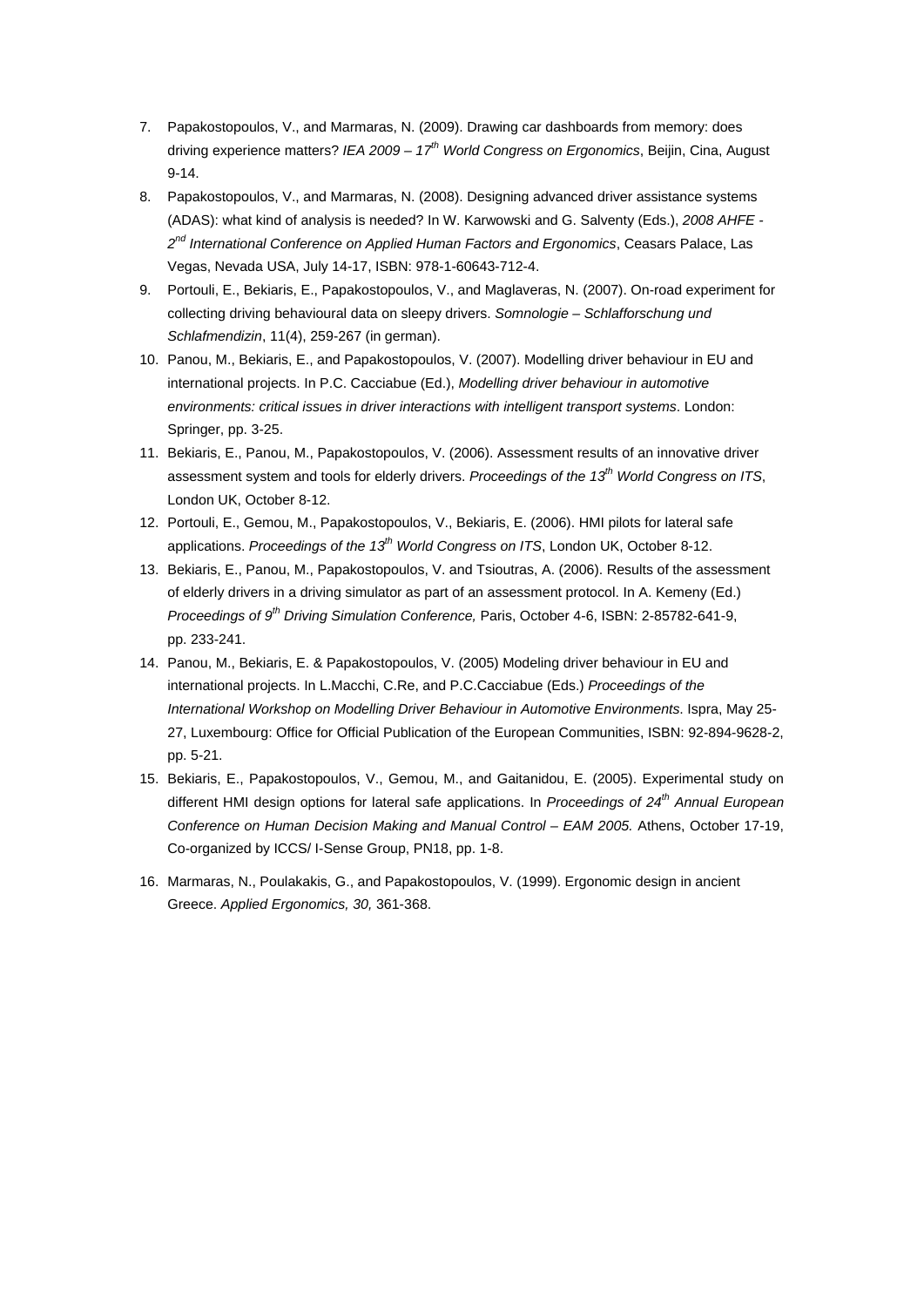7. Papakostopoulos, V., and Marmaras, N. (2009). Drawing car dashboards from memory: does driving experience matters? *IEA 2009 – 17th World Congress on Ergonomics*, Beijin, Cina, August 9-14.
8. Papakostopoulos, V., and Marmaras, N. (2008). Designing advanced driver assistance systems (ADAS): what kind of analysis is needed? In W. Karwowski and G. Salventy (Eds.), *2008 AHFE - 2nd International Conference on Applied Human Factors and Ergonomics*, Ceasars Palace, Las Vegas, Nevada USA, July 14-17, ISBN: 978-1-60643-712-4.
9. Portouli, E., Bekiaris, E., Papakostopoulos, V., and Maglaveras, N. (2007). On-road experiment for collecting driving behavioural data on sleepy drivers. *Somnologie – Schlafforschung und Schlafmendizin*, 11(4), 259-267 (in german).
10. Panou, M., Bekiaris, E., and Papakostopoulos, V. (2007). Modelling driver behaviour in EU and international projects. In P.C. Cacciabue (Ed.), *Modelling driver behaviour in automotive environments: critical issues in driver interactions with intelligent transport systems*. London: Springer, pp. 3-25.
11. Bekiaris, E., Panou, M., Papakostopoulos, V. (2006). Assessment results of an innovative driver assessment system and tools for elderly drivers. *Proceedings of the 13th World Congress on ITS*, London UK, October 8-12.
12. Portouli, E., Gemou, M., Papakostopoulos, V., Bekiaris, E. (2006). HMI pilots for lateral safe applications. *Proceedings of the 13th World Congress on ITS*, London UK, October 8-12.
13. Bekiaris, E., Panou, M., Papakostopoulos, V. and Tsioutras, A. (2006). Results of the assessment of elderly drivers in a driving simulator as part of an assessment protocol. In A. Kemeny (Ed.) *Proceedings of 9th Driving Simulation Conference,* Paris, October 4-6, ISBN: 2-85782-641-9, pp. 233-241.
14. Panou, M., Bekiaris, E. & Papakostopoulos, V. (2005) Modeling driver behaviour in EU and international projects. In L.Macchi, C.Re, and P.C.Cacciabue (Eds.) *Proceedings of the International Workshop on Modelling Driver Behaviour in Automotive Environments*. Ispra, May 25-27, Luxembourg: Office for Official Publication of the European Communities, ISBN: 92-894-9628-2, pp. 5-21.
15. Bekiaris, E., Papakostopoulos, V., Gemou, M., and Gaitanidou, E. (2005). Experimental study on different HMI design options for lateral safe applications. In *Proceedings of 24th Annual European Conference on Human Decision Making and Manual Control – EAM 2005.* Athens, October 17-19, Co-organized by ICCS/ I-Sense Group, PN18, pp. 1-8.
16. Marmaras, N., Poulakakis, G., and Papakostopoulos, V. (1999). Ergonomic design in ancient Greece. *Applied Ergonomics, 30,* 361-368.